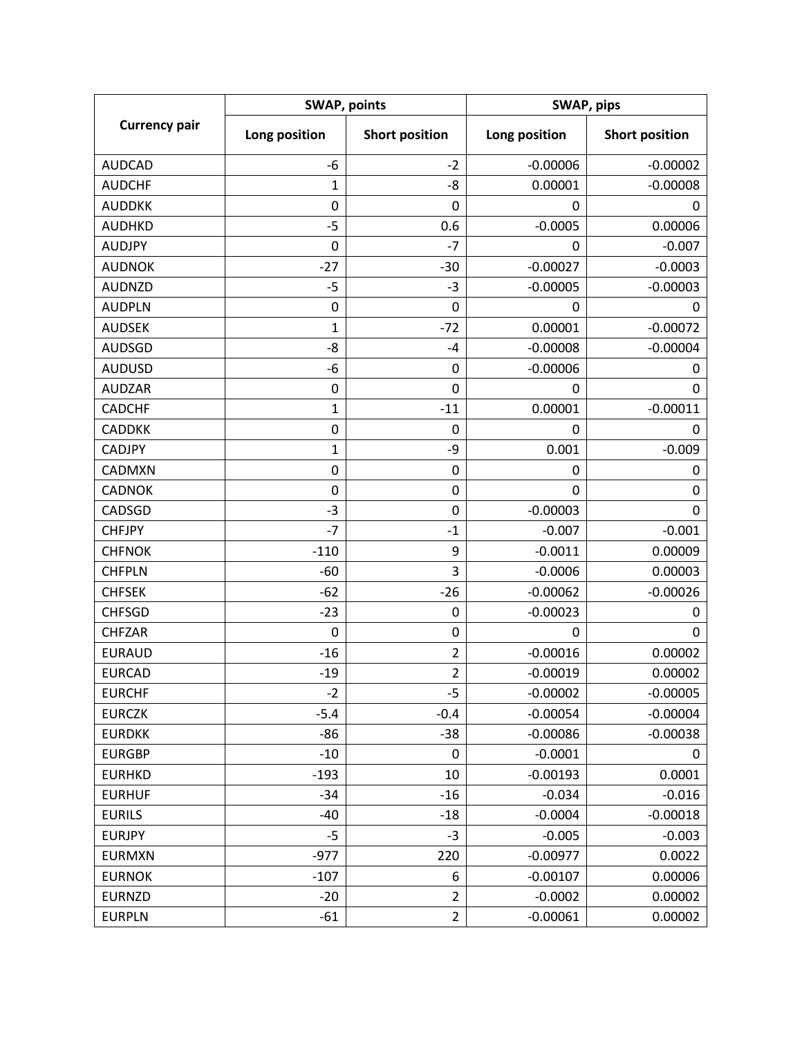| Currency pair | SWAP, points | | SWAP, pips | |
|---|---|---|---|---|
| | Long position | Short position | Long position | Short position |
| AUDCAD | -6 | -2 | -0.00006 | -0.00002 |
| AUDCHF | 1 | -8 | 0.00001 | -0.00008 |
| AUDDKK | 0 | 0 | 0 | 0 |
| AUDHKD | -5 | 0.6 | -0.0005 | 0.00006 |
| AUDJPY | 0 | -7 | 0 | -0.007 |
| AUDNOK | -27 | -30 | -0.00027 | -0.0003 |
| AUDNZD | -5 | -3 | -0.00005 | -0.00003 |
| AUDPLN | 0 | 0 | 0 | 0 |
| AUDSEK | 1 | -72 | 0.00001 | -0.00072 |
| AUDSGD | -8 | -4 | -0.00008 | -0.00004 |
| AUDUSD | -6 | 0 | -0.00006 | 0 |
| AUDZAR | 0 | 0 | 0 | 0 |
| CADCHF | 1 | -11 | 0.00001 | -0.00011 |
| CADDKK | 0 | 0 | 0 | 0 |
| CADJPY | 1 | -9 | 0.001 | -0.009 |
| CADMXN | 0 | 0 | 0 | 0 |
| CADNOK | 0 | 0 | 0 | 0 |
| CADSGD | -3 | 0 | -0.00003 | 0 |
| CHFJPY | -7 | -1 | -0.007 | -0.001 |
| CHFNOK | -110 | 9 | -0.0011 | 0.00009 |
| CHFPLN | -60 | 3 | -0.0006 | 0.00003 |
| CHFSEK | -62 | -26 | -0.00062 | -0.00026 |
| CHFSGD | -23 | 0 | -0.00023 | 0 |
| CHFZAR | 0 | 0 | 0 | 0 |
| EURAUD | -16 | 2 | -0.00016 | 0.00002 |
| EURCAD | -19 | 2 | -0.00019 | 0.00002 |
| EURCHF | -2 | -5 | -0.00002 | -0.00005 |
| EURCZK | -5.4 | -0.4 | -0.00054 | -0.00004 |
| EURDKK | -86 | -38 | -0.00086 | -0.00038 |
| EURGBP | -10 | 0 | -0.0001 | 0 |
| EURHKD | -193 | 10 | -0.00193 | 0.0001 |
| EURHUF | -34 | -16 | -0.034 | -0.016 |
| EURILS | -40 | -18 | -0.0004 | -0.00018 |
| EURJPY | -5 | -3 | -0.005 | -0.003 |
| EURMXN | -977 | 220 | -0.00977 | 0.0022 |
| EURNOK | -107 | 6 | -0.00107 | 0.00006 |
| EURNZD | -20 | 2 | -0.0002 | 0.00002 |
| EURPLN | -61 | 2 | -0.00061 | 0.00002 |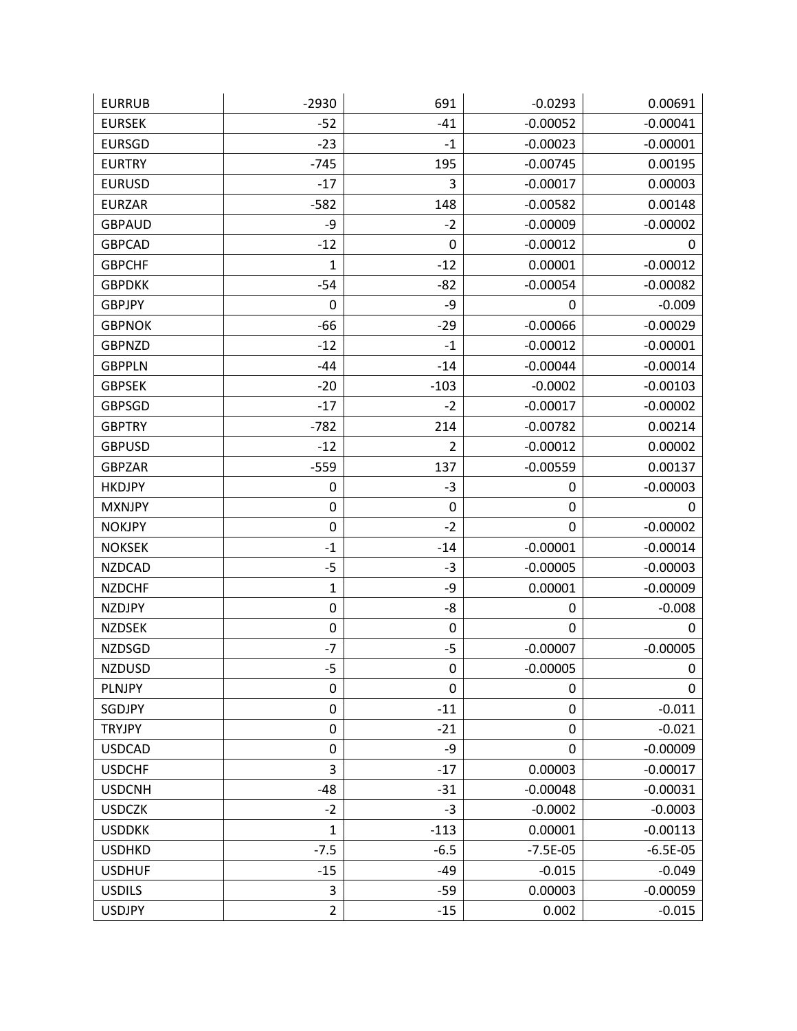| EURRUB | -2930 | 691 | -0.0293 | 0.00691 |
|---|---|---|---|---|
| EURSEK | -52 | -41 | -0.00052 | -0.00041 |
| EURSGD | -23 | -1 | -0.00023 | -0.00001 |
| EURTRY | -745 | 195 | -0.00745 | 0.00195 |
| EURUSD | -17 | 3 | -0.00017 | 0.00003 |
| EURZAR | -582 | 148 | -0.00582 | 0.00148 |
| GBPAUD | -9 | -2 | -0.00009 | -0.00002 |
| GBPCAD | -12 | 0 | -0.00012 | 0 |
| GBPCHF | 1 | -12 | 0.00001 | -0.00012 |
| GBPDKK | -54 | -82 | -0.00054 | -0.00082 |
| GBPJPY | 0 | -9 | 0 | -0.009 |
| GBPNOK | -66 | -29 | -0.00066 | -0.00029 |
| GBPNZD | -12 | -1 | -0.00012 | -0.00001 |
| GBPPLN | -44 | -14 | -0.00044 | -0.00014 |
| GBPSEK | -20 | -103 | -0.0002 | -0.00103 |
| GBPSGD | -17 | -2 | -0.00017 | -0.00002 |
| GBPTRY | -782 | 214 | -0.00782 | 0.00214 |
| GBPUSD | -12 | 2 | -0.00012 | 0.00002 |
| GBPZAR | -559 | 137 | -0.00559 | 0.00137 |
| HKDJPY | 0 | -3 | 0 | -0.00003 |
| MXNJPY | 0 | 0 | 0 | 0 |
| NOKJPY | 0 | -2 | 0 | -0.00002 |
| NOKSEK | -1 | -14 | -0.00001 | -0.00014 |
| NZDCAD | -5 | -3 | -0.00005 | -0.00003 |
| NZDCHF | 1 | -9 | 0.00001 | -0.00009 |
| NZDJPY | 0 | -8 | 0 | -0.008 |
| NZDSEK | 0 | 0 | 0 | 0 |
| NZDSGD | -7 | -5 | -0.00007 | -0.00005 |
| NZDUSD | -5 | 0 | -0.00005 | 0 |
| PLNJPY | 0 | 0 | 0 | 0 |
| SGDJPY | 0 | -11 | 0 | -0.011 |
| TRYJPY | 0 | -21 | 0 | -0.021 |
| USDCAD | 0 | -9 | 0 | -0.00009 |
| USDCHF | 3 | -17 | 0.00003 | -0.00017 |
| USDCNH | -48 | -31 | -0.00048 | -0.00031 |
| USDCZK | -2 | -3 | -0.0002 | -0.0003 |
| USDDKK | 1 | -113 | 0.00001 | -0.00113 |
| USDHKD | -7.5 | -6.5 | -7.5E-05 | -6.5E-05 |
| USDHUF | -15 | -49 | -0.015 | -0.049 |
| USDILS | 3 | -59 | 0.00003 | -0.00059 |
| USDJPY | 2 | -15 | 0.002 | -0.015 |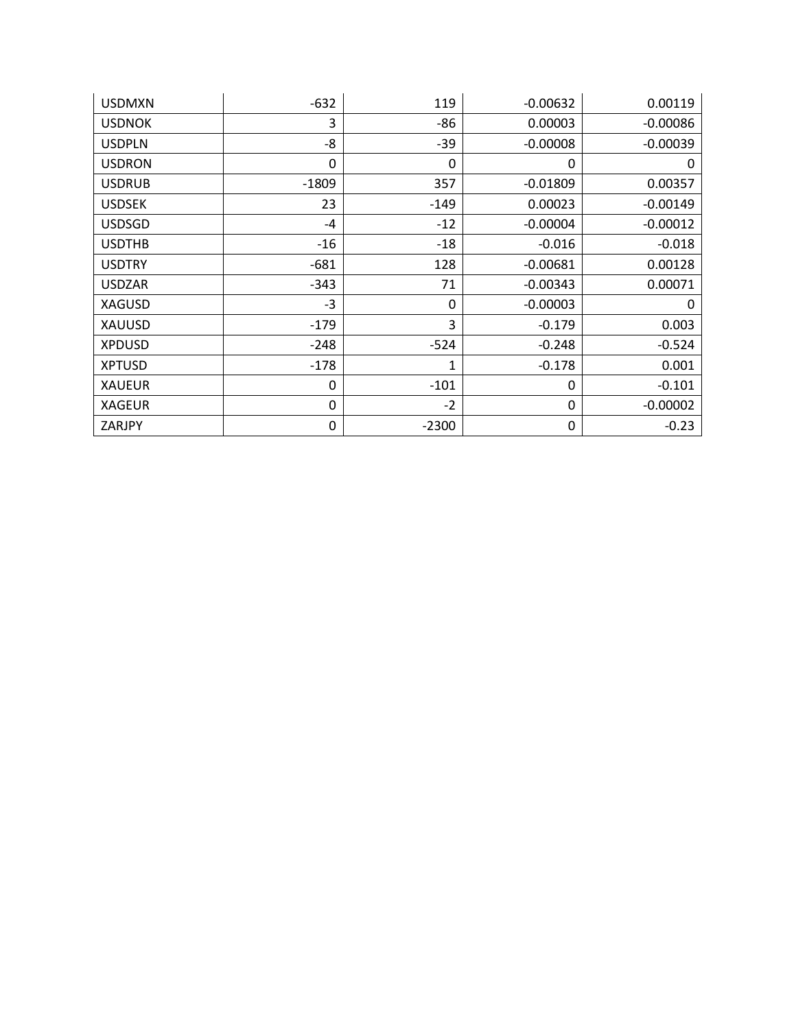| | | | | |
|---|---|---|---|---|
| USDMXN | -632 | 119 | -0.00632 | 0.00119 |
| USDNOK | 3 | -86 | 0.00003 | -0.00086 |
| USDPLN | -8 | -39 | -0.00008 | -0.00039 |
| USDRON | 0 | 0 | 0 | 0 |
| USDRUB | -1809 | 357 | -0.01809 | 0.00357 |
| USDSEK | 23 | -149 | 0.00023 | -0.00149 |
| USDSGD | -4 | -12 | -0.00004 | -0.00012 |
| USDTHB | -16 | -18 | -0.016 | -0.018 |
| USDTRY | -681 | 128 | -0.00681 | 0.00128 |
| USDZAR | -343 | 71 | -0.00343 | 0.00071 |
| XAGUSD | -3 | 0 | -0.00003 | 0 |
| XAUUSD | -179 | 3 | -0.179 | 0.003 |
| XPDUSD | -248 | -524 | -0.248 | -0.524 |
| XPTUSD | -178 | 1 | -0.178 | 0.001 |
| XAUEUR | 0 | -101 | 0 | -0.101 |
| XAGEUR | 0 | -2 | 0 | -0.00002 |
| ZARJPY | 0 | -2300 | 0 | -0.23 |